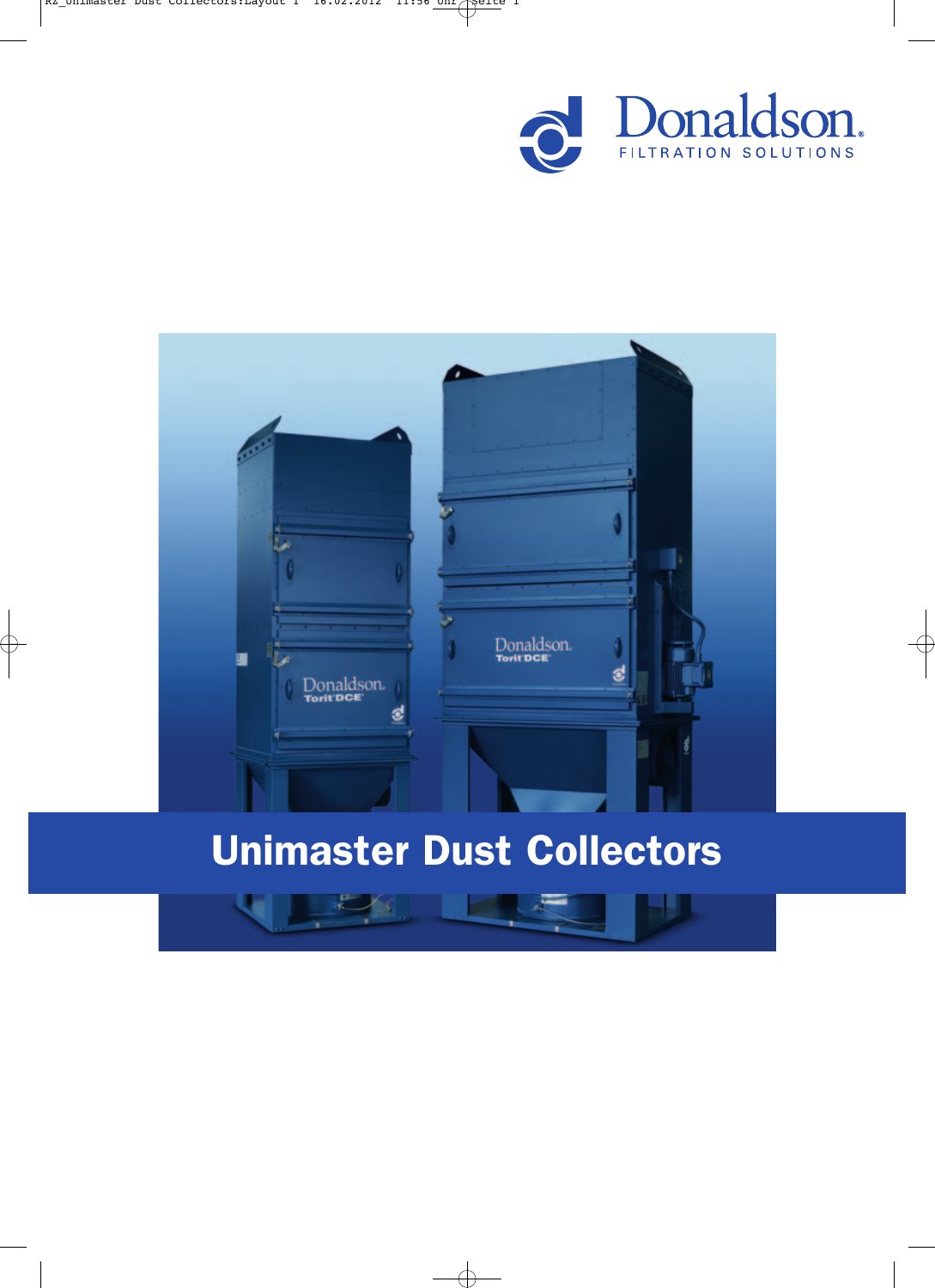Donaldson.
FILTRATION SOLUTIONS

# Unimaster Dust Collectors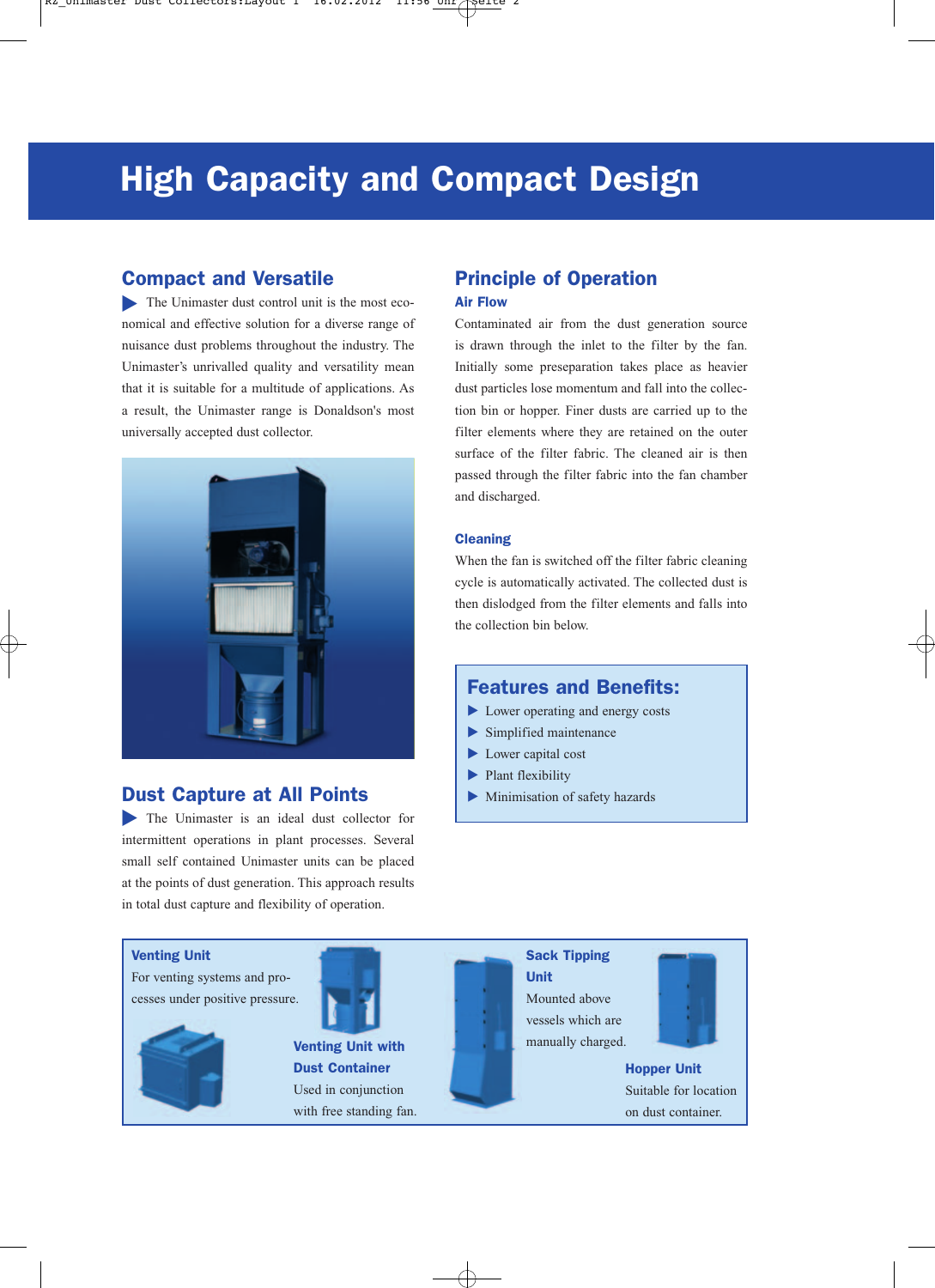# High Capacity and Compact Design

## Compact and Versatile

The Unimaster dust control unit is the most economical and effective solution for a diverse range of nuisance dust problems throughout the industry. The Unimaster's unrivalled quality and versatility mean that it is suitable for a multitude of applications. As a result, the Unimaster range is Donaldson's most universally accepted dust collector.

## Dust Capture at All Points

The Unimaster is an ideal dust collector for intermittent operations in plant processes. Several small self contained Unimaster units can be placed at the points of dust generation. This approach results in total dust capture and flexibility of operation.

## Principle of Operation

### Air Flow

Contaminated air from the dust generation source is drawn through the inlet to the filter by the fan. Initially some preseparation takes place as heavier dust particles lose momentum and fall into the collection bin or hopper. Finer dusts are carried up to the filter elements where they are retained on the outer surface of the filter fabric. The cleaned air is then passed through the filter fabric into the fan chamber and discharged.

### Cleaning

When the fan is switched off the filter fabric cleaning cycle is automatically activated. The collected dust is then dislodged from the filter elements and falls into the collection bin below.

## Features and Benefits:

- Lower operating and energy costs
- Simplified maintenance
- Lower capital cost
- Plant flexibility
- Minimisation of safety hazards

### Venting Unit

For venting systems and processes under positive pressure.

### Venting Unit with Dust Container

Used in conjunction with free standing fan.

### Sack Tipping Unit

Mounted above vessels which are manually charged.

### Hopper Unit

Suitable for location on dust container.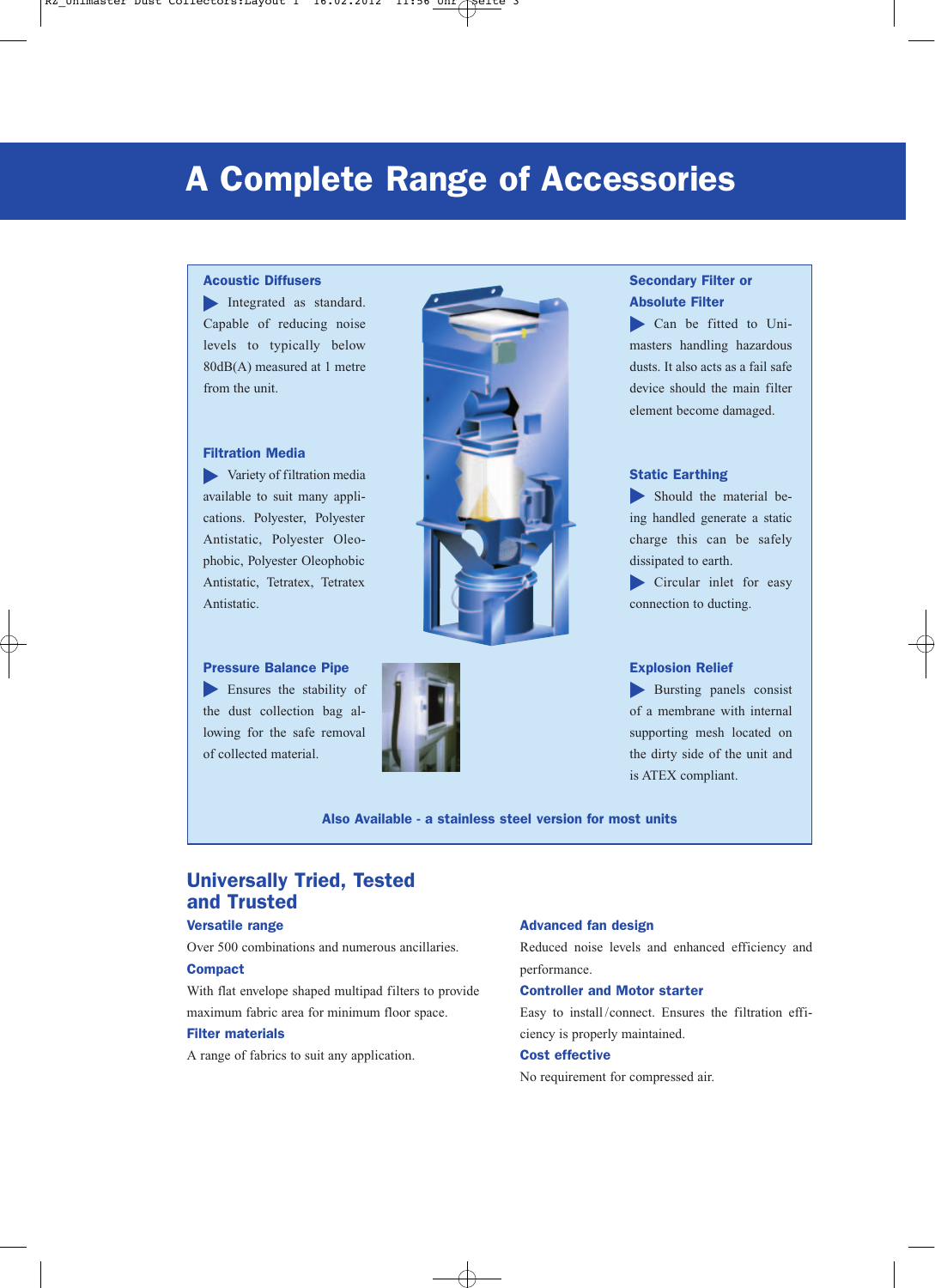# A Complete Range of Accessories

### Acoustic Diffusers

- Integrated as standard. Capable of reducing noise levels to typically below 80dB(A) measured at 1 metre from the unit.

### Filtration Media

- Variety of filtration media available to suit many applications. Polyester, Polyester Antistatic, Polyester Oleophobic, Polyester Oleophobic Antistatic, Tetratex, Tetratex Antistatic.

### Pressure Balance Pipe

- Ensures the stability of the dust collection bag allowing for the safe removal of collected material.

### Secondary Filter or Absolute Filter

- Can be fitted to Unimasters handling hazardous dusts. It also acts as a fail safe device should the main filter element become damaged.

### Static Earthing

- Should the material being handled generate a static charge this can be safely dissipated to earth.
- Circular inlet for easy connection to ducting.

### Explosion Relief

- Bursting panels consist of a membrane with internal supporting mesh located on the dirty side of the unit and is ATEX compliant.

**Also Available - a stainless steel version for most units**

## Universally Tried, Tested and Trusted

### Versatile range

Over 500 combinations and numerous ancillaries.

### Compact

With flat envelope shaped multipad filters to provide maximum fabric area for minimum floor space.

### Filter materials

A range of fabrics to suit any application.

### Advanced fan design

Reduced noise levels and enhanced efficiency and performance.

### Controller and Motor starter

Easy to install/connect. Ensures the filtration efficiency is properly maintained.

### Cost effective

No requirement for compressed air.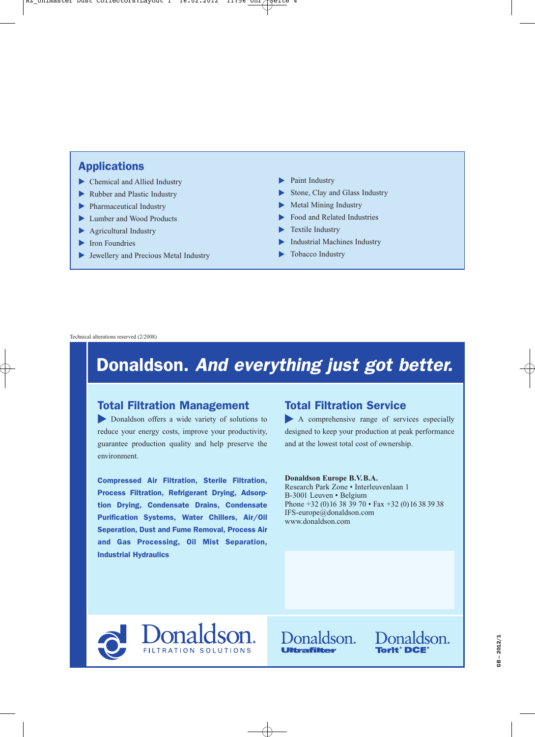## Applications

- Chemical and Allied Industry
- Rubber and Plastic Industry
- Pharmaceutical Industry
- Lumber and Wood Products
- Agricultural Industry
- Iron Foundries
- Jewellery and Precious Metal Industry
- Paint Industry
- Stone, Clay and Glass Industry
- Metal Mining Industry
- Food and Related Industries
- Textile Industry
- Industrial Machines Industry
- Tobacco Industry

Technical alterations reserved (2/2008)

# Donaldson. *And everything just got better.*

## Total Filtration Management

Donaldson offers a wide variety of solutions to reduce your energy costs, improve your productivity, guarantee production quality and help preserve the environment.

**Compressed Air Filtration, Sterile Filtration, Process Filtration, Refrigerant Drying, Adsorption Drying, Condensate Drains, Condensate Purification Systems, Water Chillers, Air/Oil Seperation, Dust and Fume Removal, Process Air and Gas Processing, Oil Mist Separation, Industrial Hydraulics**

## Total Filtration Service

A comprehensive range of services especially designed to keep your production at peak performance and at the lowest total cost of ownership.

**Donaldson Europe B.V.B.A.**
Research Park Zone • Interleuvenlaan 1
B-3001 Leuven • Belgium
Phone +32 (0)16 38 39 70 • Fax +32 (0)16 38 39 38
IFS-europe@donaldson.com
www.donaldson.com

Donaldson. FILTRATION SOLUTIONS

Donaldson. Ultrafilter

Donaldson. Torit® DCE®

GB – 2012/1